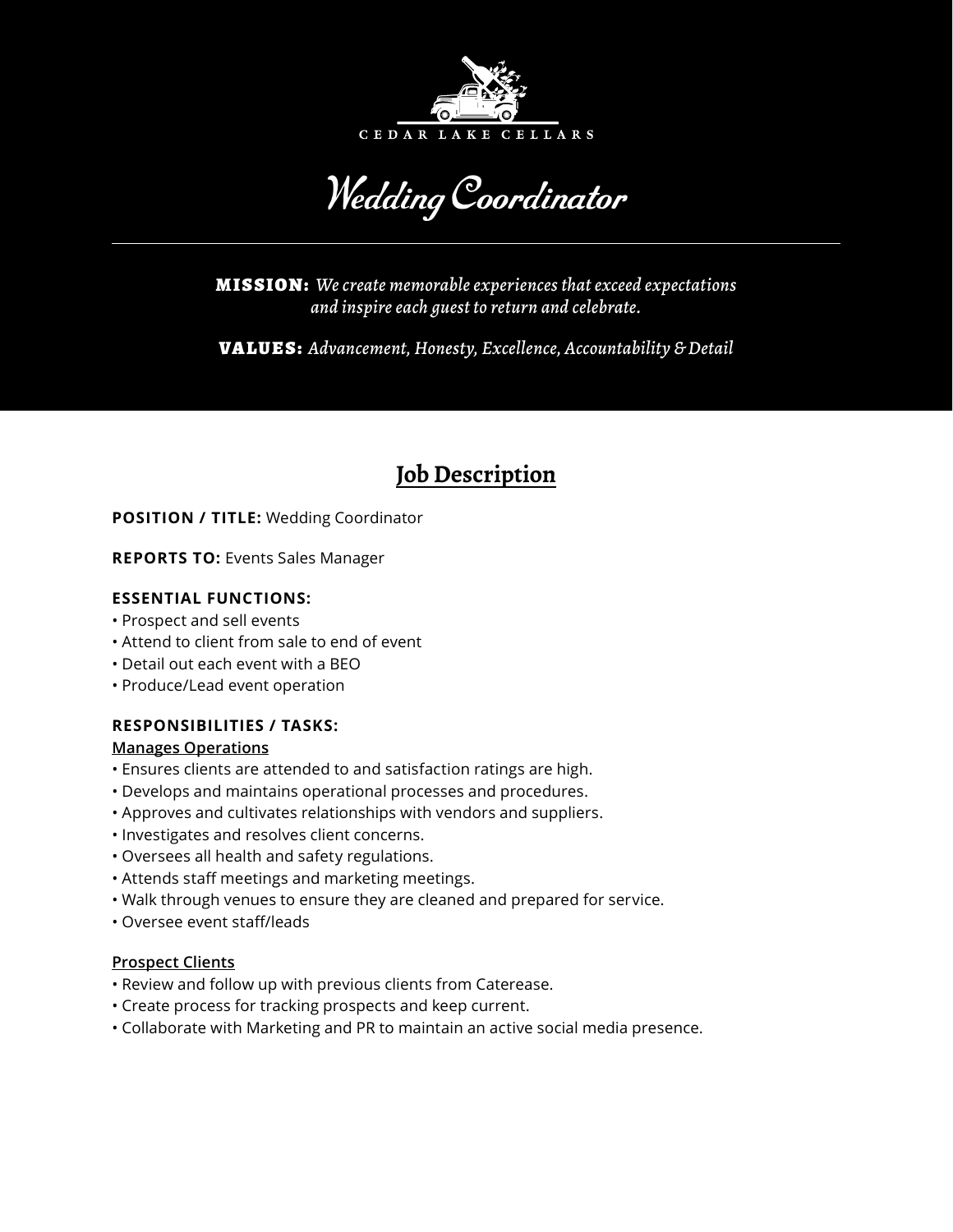CEDAR LAKE CELLARS

# Wedding Coordinator

**MISSION:** *We create memorable experiences that exceed expectations and inspire each guest to return and celebrate.*

**VALUES:** *Advancement, Honesty, Excellence, Accountability & Detail*

## Job Description

**POSITION / TITLE:** Wedding Coordinator

**REPORTS TO:** Events Sales Manager

**ESSENTIAL FUNCTIONS:**

- Prospect and sell events
- Attend to client from sale to end of event
- Detail out each event with a BEO
- Produce/Lead event operation

**RESPONSIBILITIES / TASKS:**

**Manages Operations**

- Ensures clients are attended to and satisfaction ratings are high.
- Develops and maintains operational processes and procedures.
- Approves and cultivates relationships with vendors and suppliers.
- Investigates and resolves client concerns.
- Oversees all health and safety regulations.
- Attends staff meetings and marketing meetings.
- Walk through venues to ensure they are cleaned and prepared for service.
- Oversee event staff/leads

**Prospect Clients**

- Review and follow up with previous clients from Caterease.
- Create process for tracking prospects and keep current.
- Collaborate with Marketing and PR to maintain an active social media presence.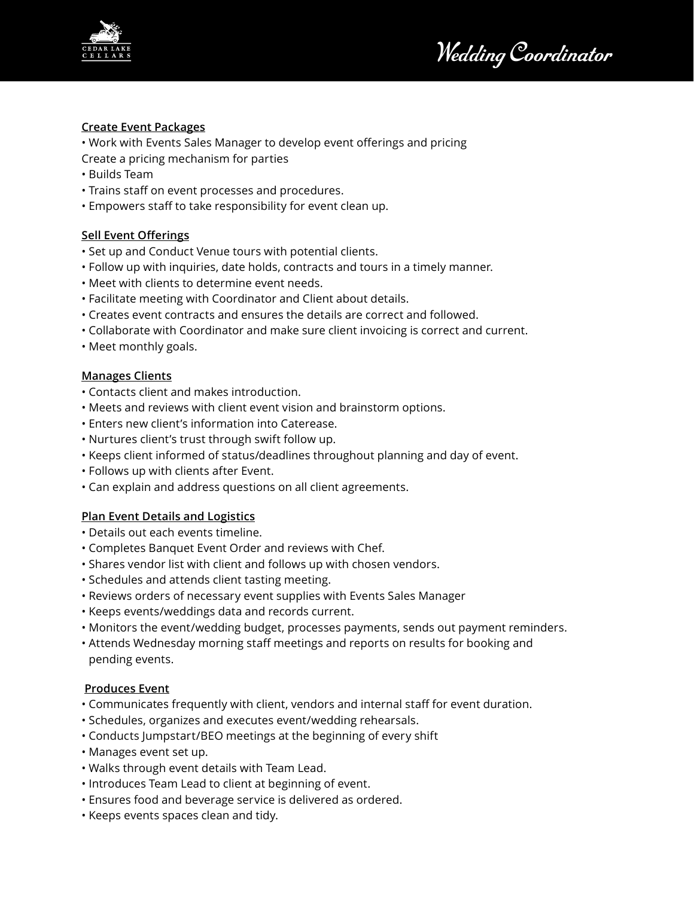**Create Event Packages**

- Work with Events Sales Manager to develop event offerings and pricing
Create a pricing mechanism for parties
- Builds Team
- Trains staff on event processes and procedures.
- Empowers staff to take responsibility for event clean up.

**Sell Event Offerings**

- Set up and Conduct Venue tours with potential clients.
- Follow up with inquiries, date holds, contracts and tours in a timely manner.
- Meet with clients to determine event needs.
- Facilitate meeting with Coordinator and Client about details.
- Creates event contracts and ensures the details are correct and followed.
- Collaborate with Coordinator and make sure client invoicing is correct and current.
- Meet monthly goals.

**Manages Clients**

- Contacts client and makes introduction.
- Meets and reviews with client event vision and brainstorm options.
- Enters new client's information into Caterease.
- Nurtures client's trust through swift follow up.
- Keeps client informed of status/deadlines throughout planning and day of event.
- Follows up with clients after Event.
- Can explain and address questions on all client agreements.

**Plan Event Details and Logistics**

- Details out each events timeline.
- Completes Banquet Event Order and reviews with Chef.
- Shares vendor list with client and follows up with chosen vendors.
- Schedules and attends client tasting meeting.
- Reviews orders of necessary event supplies with Events Sales Manager
- Keeps events/weddings data and records current.
- Monitors the event/wedding budget, processes payments, sends out payment reminders.
- Attends Wednesday morning staff meetings and reports on results for booking and pending events.

**Produces Event**

- Communicates frequently with client, vendors and internal staff for event duration.
- Schedules, organizes and executes event/wedding rehearsals.
- Conducts Jumpstart/BEO meetings at the beginning of every shift
- Manages event set up.
- Walks through event details with Team Lead.
- Introduces Team Lead to client at beginning of event.
- Ensures food and beverage service is delivered as ordered.
- Keeps events spaces clean and tidy.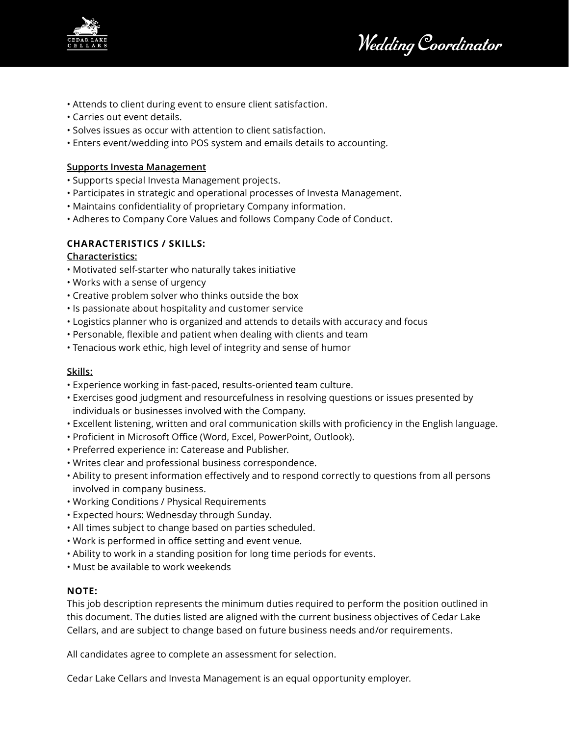- Attends to client during event to ensure client satisfaction.
- Carries out event details.
- Solves issues as occur with attention to client satisfaction.
- Enters event/wedding into POS system and emails details to accounting.

**Supports Investa Management**

- Supports special Investa Management projects.
- Participates in strategic and operational processes of Investa Management.
- Maintains confidentiality of proprietary Company information.
- Adheres to Company Core Values and follows Company Code of Conduct.

### CHARACTERISTICS / SKILLS:

**Characteristics:**

- Motivated self-starter who naturally takes initiative
- Works with a sense of urgency
- Creative problem solver who thinks outside the box
- Is passionate about hospitality and customer service
- Logistics planner who is organized and attends to details with accuracy and focus
- Personable, flexible and patient when dealing with clients and team
- Tenacious work ethic, high level of integrity and sense of humor

**Skills:**

- Experience working in fast-paced, results-oriented team culture.
- Exercises good judgment and resourcefulness in resolving questions or issues presented by individuals or businesses involved with the Company.
- Excellent listening, written and oral communication skills with proficiency in the English language.
- Proficient in Microsoft Office (Word, Excel, PowerPoint, Outlook).
- Preferred experience in: Caterease and Publisher.
- Writes clear and professional business correspondence.
- Ability to present information effectively and to respond correctly to questions from all persons involved in company business.
- Working Conditions / Physical Requirements
- Expected hours: Wednesday through Sunday.
- All times subject to change based on parties scheduled.
- Work is performed in office setting and event venue.
- Ability to work in a standing position for long time periods for events.
- Must be available to work weekends

### NOTE:

This job description represents the minimum duties required to perform the position outlined in this document. The duties listed are aligned with the current business objectives of Cedar Lake Cellars, and are subject to change based on future business needs and/or requirements.

All candidates agree to complete an assessment for selection.

Cedar Lake Cellars and Investa Management is an equal opportunity employer.